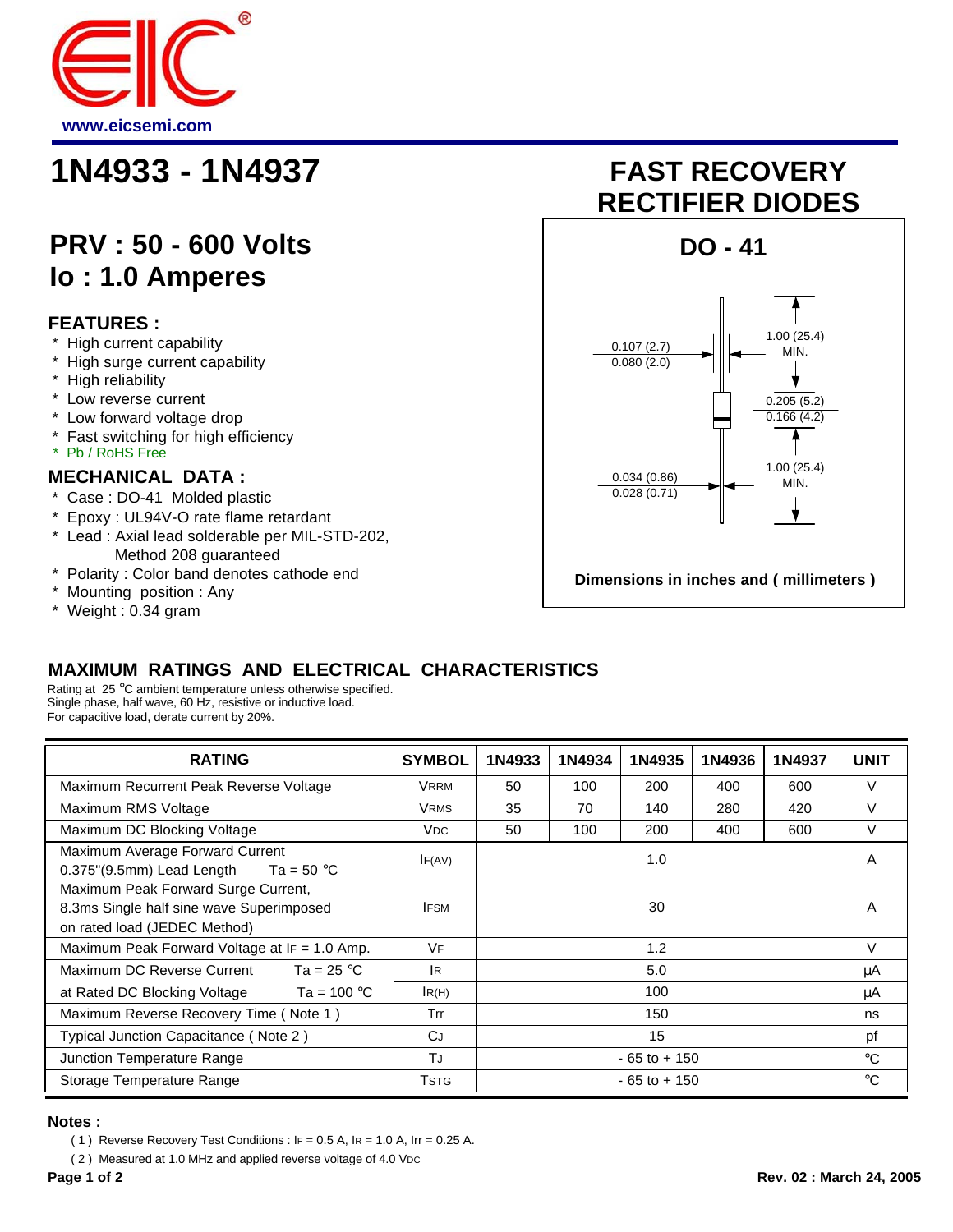www.eicsemi.com

# 1N4933 - 1N4937

## FAST RECOVERY RECTIFIER DIODES

## PRV : 50 - 600 Volts
## Io : 1.0 Amperes

### FEATURES :

* High current capability
* High surge current capability
* High reliability
* Low reverse current
* Low forward voltage drop
* Fast switching for high efficiency
* Pb / RoHS Free

### MECHANICAL DATA :

* Case : DO-41 Molded plastic
* Epoxy : UL94V-O rate flame retardant
* Lead : Axial lead solderable per MIL-STD-202, Method 208 guaranteed
* Polarity : Color band denotes cathode end
* Mounting position : Any
* Weight : 0.34 gram

**DO - 41**

0.107 (2.7)
0.080 (2.0)

1.00 (25.4) MIN.

0.205 (5.2)
0.166 (4.2)

0.034 (0.86)
0.028 (0.71)

1.00 (25.4) MIN.

Dimensions in inches and ( millimeters )

## MAXIMUM RATINGS AND ELECTRICAL CHARACTERISTICS

Rating at 25 °C ambient temperature unless otherwise specified.
Single phase, half wave, 60 Hz, resistive or inductive load.
For capacitive load, derate current by 20%.

| RATING | SYMBOL | 1N4933 | 1N4934 | 1N4935 | 1N4936 | 1N4937 | UNIT |
|---|---|---|---|---|---|---|---|
| Maximum Recurrent Peak Reverse Voltage | $V_{RRM}$ | 50 | 100 | 200 | 400 | 600 | V |
| Maximum RMS Voltage | $V_{RMS}$ | 35 | 70 | 140 | 280 | 420 | V |
| Maximum DC Blocking Voltage | $V_{DC}$ | 50 | 100 | 200 | 400 | 600 | V |
| Maximum Average Forward Current 0.375"(9.5mm) Lead Length Ta = 50 °C | $I_{F(AV)}$ | 1.0 | | | | | A |
| Maximum Peak Forward Surge Current, 8.3ms Single half sine wave Superimposed on rated load (JEDEC Method) | $I_{FSM}$ | 30 | | | | | A |
| Maximum Peak Forward Voltage at $I_F$ = 1.0 Amp. | $V_F$ | 1.2 | | | | | V |
| Maximum DC Reverse Current Ta = 25 °C | $I_R$ | 5.0 | | | | | μA |
| at Rated DC Blocking Voltage Ta = 100 °C | $I_{R(H)}$ | 100 | | | | | μA |
| Maximum Reverse Recovery Time ( Note 1 ) | Trr | 150 | | | | | ns |
| Typical Junction Capacitance ( Note 2 ) | $C_J$ | 15 | | | | | pf |
| Junction Temperature Range | $T_J$ | - 65 to + 150 | | | | | °C |
| Storage Temperature Range | $T_{STG}$ | - 65 to + 150 | | | | | °C |

**Notes :**

( 1 ) Reverse Recovery Test Conditions : $I_F$ = 0.5 A, $I_R$ = 1.0 A, Irr = 0.25 A.

( 2 ) Measured at 1.0 MHz and applied reverse voltage of 4.0 $V_{DC}$

Rev. 02 : March 24, 2005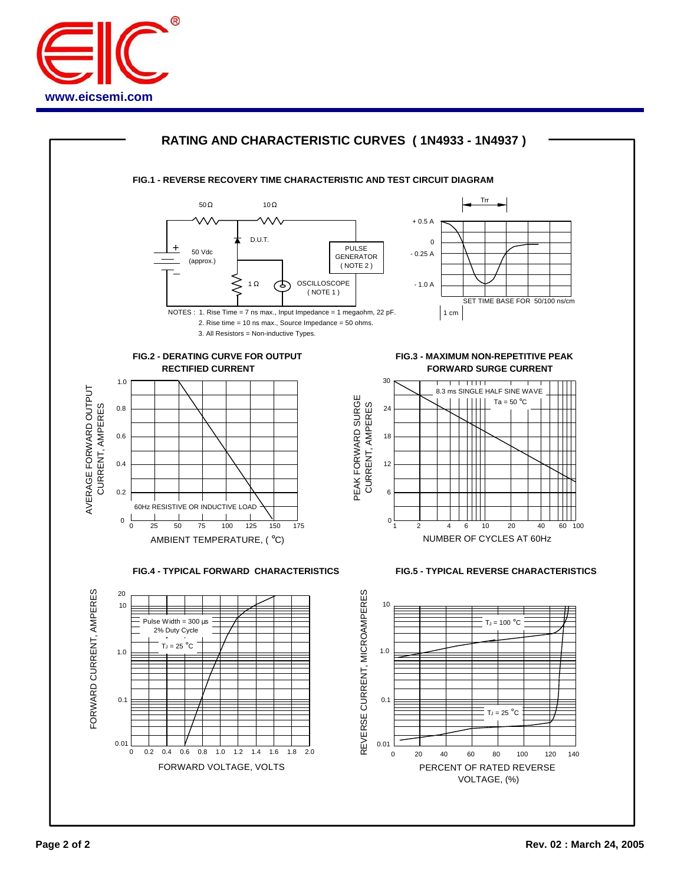## RATING AND CHARACTERISTIC CURVES ( 1N4933 - 1N4937 )

### FIG.1 - REVERSE RECOVERY TIME CHARACTERISTIC AND TEST CIRCUIT DIAGRAM

50 Ω
10 Ω
D.U.T.
+
50 Vdc
(approx.)
PULSE GENERATOR ( NOTE 2 )
1 Ω
OSCILLOSCOPE ( NOTE 1 )

Trr
+ 0.5 A
0
- 0.25 A
- 1.0 A
SET TIME BASE FOR 50/100 ns/cm
1 cm

NOTES : 1. Rise Time = 7 ns max., Input Impedance = 1 megaohm, 22 pF.
2. Rise time = 10 ns max., Source Impedance = 50 ohms.
3. All Resistors = Non-inductive Types.

### FIG.2 - DERATING CURVE FOR OUTPUT RECTIFIED CURRENT

AVERAGE FORWARD OUTPUT CURRENT, AMPERES
1.0
0.8
0.6
0.4
0.2
0
60Hz RESISTIVE OR INDUCTIVE LOAD
0 25 50 75 100 125 150 175
AMBIENT TEMPERATURE, ( °C)

### FIG.3 - MAXIMUM NON-REPETITIVE PEAK FORWARD SURGE CURRENT

PEAK FORWARD SURGE CURRENT, AMPERES
30
24
18
12
6
0
8.3 ms SINGLE HALF SINE WAVE
Ta = 50 °C
1 2 4 6 10 20 40 60 100
NUMBER OF CYCLES AT 60Hz

### FIG.4 - TYPICAL FORWARD CHARACTERISTICS

FORWARD CURRENT, AMPERES
20
10
1.0
0.1
0.01
Pulse Width = 300 μs
2% Duty Cycle
$T_J$ = 25 °C
0 0.2 0.4 0.6 0.8 1.0 1.2 1.4 1.6 1.8 2.0
FORWARD VOLTAGE, VOLTS

### FIG.5 - TYPICAL REVERSE CHARACTERISTICS

REVERSE CURRENT, MICROAMPERES
10
1.0
0.1
0.01
$T_J$ = 100 °C
$T_J$ = 25 °C
0 20 40 60 80 100 120 140
PERCENT OF RATED REVERSE VOLTAGE, (%)

Rev. 02 : March 24, 2005